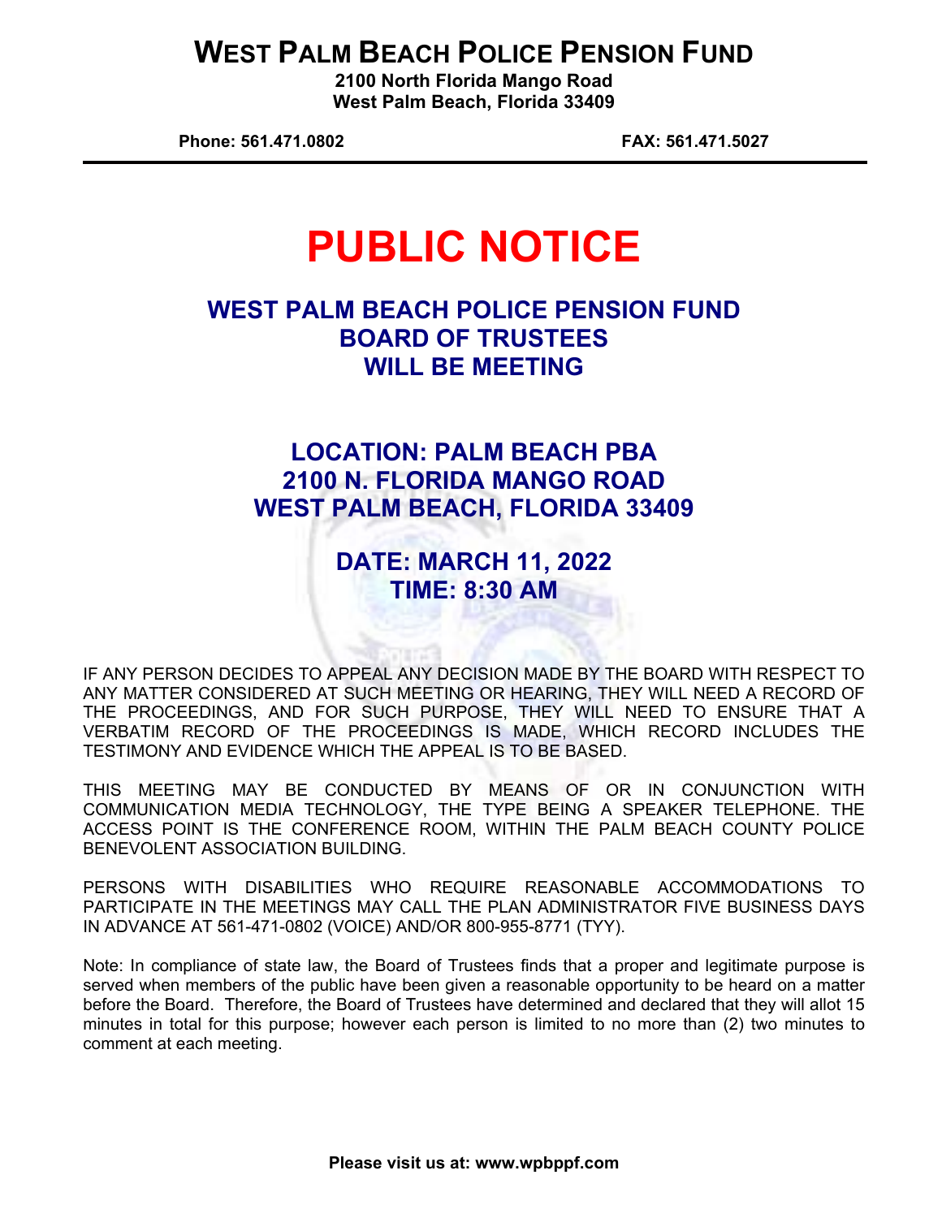# WEST PALM BEACH POLICE PENSION FUND

**2100 North Florida Mango Road**
**West Palm Beach, Florida 33409**

**Phone: 561.471.0802** **FAX: 561.471.5027**

---

# PUBLIC NOTICE

## WEST PALM BEACH POLICE PENSION FUND BOARD OF TRUSTEES WILL BE MEETING

## LOCATION: PALM BEACH PBA 2100 N. FLORIDA MANGO ROAD WEST PALM BEACH, FLORIDA 33409

## DATE: MARCH 11, 2022 TIME: 8:30 AM

IF ANY PERSON DECIDES TO APPEAL ANY DECISION MADE BY THE BOARD WITH RESPECT TO ANY MATTER CONSIDERED AT SUCH MEETING OR HEARING, THEY WILL NEED A RECORD OF THE PROCEEDINGS, AND FOR SUCH PURPOSE, THEY WILL NEED TO ENSURE THAT A VERBATIM RECORD OF THE PROCEEDINGS IS MADE, WHICH RECORD INCLUDES THE TESTIMONY AND EVIDENCE WHICH THE APPEAL IS TO BE BASED.

THIS MEETING MAY BE CONDUCTED BY MEANS OF OR IN CONJUNCTION WITH COMMUNICATION MEDIA TECHNOLOGY, THE TYPE BEING A SPEAKER TELEPHONE. THE ACCESS POINT IS THE CONFERENCE ROOM, WITHIN THE PALM BEACH COUNTY POLICE BENEVOLENT ASSOCIATION BUILDING.

PERSONS WITH DISABILITIES WHO REQUIRE REASONABLE ACCOMMODATIONS TO PARTICIPATE IN THE MEETINGS MAY CALL THE PLAN ADMINISTRATOR FIVE BUSINESS DAYS IN ADVANCE AT 561-471-0802 (VOICE) AND/OR 800-955-8771 (TYY).

Note: In compliance of state law, the Board of Trustees finds that a proper and legitimate purpose is served when members of the public have been given a reasonable opportunity to be heard on a matter before the Board. Therefore, the Board of Trustees have determined and declared that they will allot 15 minutes in total for this purpose; however each person is limited to no more than (2) two minutes to comment at each meeting.

**Please visit us at: www.wpbppf.com**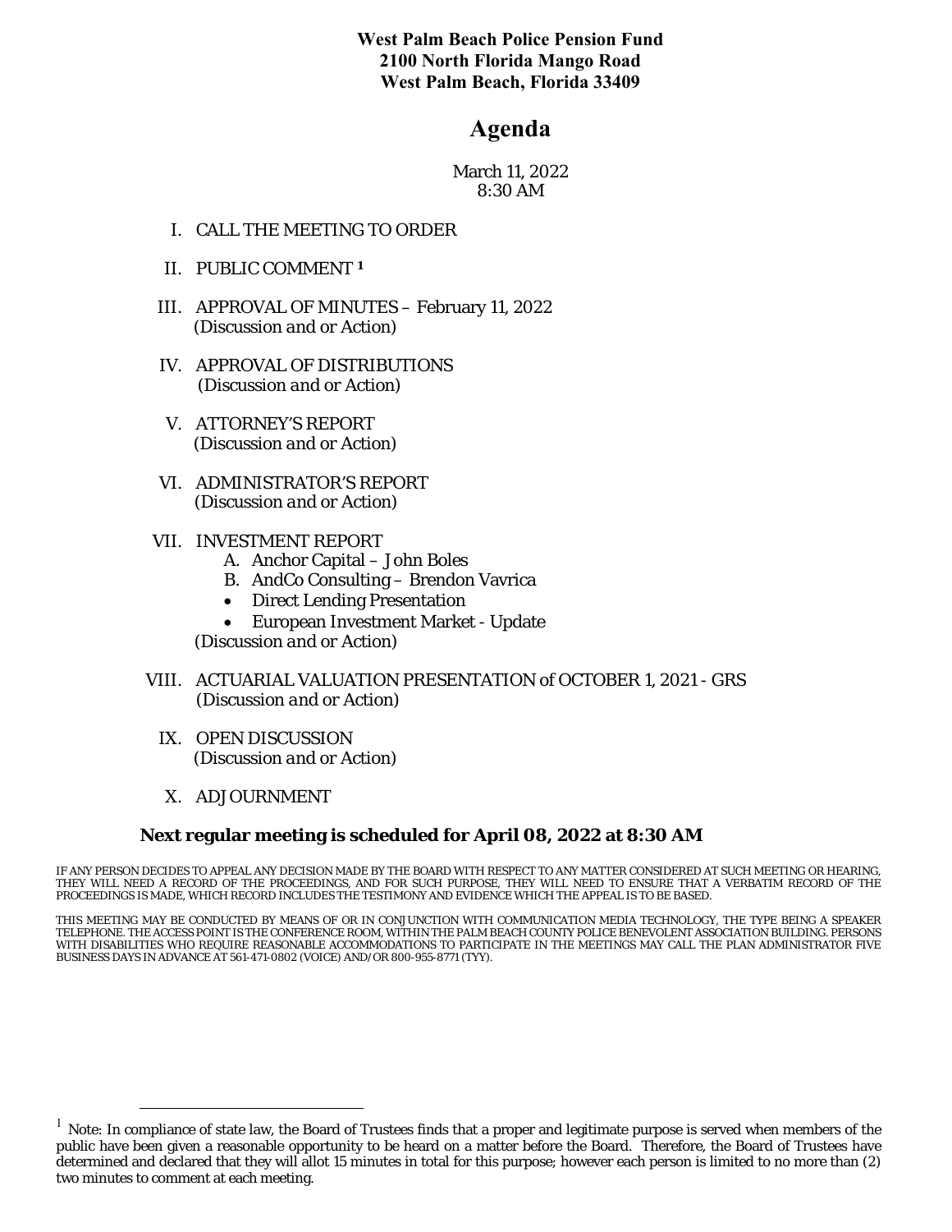**West Palm Beach Police Pension Fund**
**2100 North Florida Mango Road**
**West Palm Beach, Florida 33409**

# Agenda

March 11, 2022
8:30 AM

I. CALL THE MEETING TO ORDER

II. PUBLIC COMMENT [1]

III. APPROVAL OF MINUTES – February 11, 2022
*(Discussion and or Action)*

IV. APPROVAL OF DISTRIBUTIONS
*(Discussion and or Action)*

V. ATTORNEY'S REPORT
*(Discussion and or Action)*

VI. ADMINISTRATOR'S REPORT
*(Discussion and or Action)*

VII. INVESTMENT REPORT
   A. Anchor Capital – John Boles
   B. AndCo Consulting – Brendon Vavrica
   - Direct Lending Presentation
   - European Investment Market - Update

*(Discussion and or Action)*

VIII. ACTUARIAL VALUATION PRESENTATION of OCTOBER 1, 2021 - GRS
*(Discussion and or Action)*

IX. OPEN DISCUSSION
*(Discussion and or Action)*

X. ADJOURNMENT

**Next regular meeting is scheduled for April 08, 2022 at 8:30 AM**

IF ANY PERSON DECIDES TO APPEAL ANY DECISION MADE BY THE BOARD WITH RESPECT TO ANY MATTER CONSIDERED AT SUCH MEETING OR HEARING, THEY WILL NEED A RECORD OF THE PROCEEDINGS, AND FOR SUCH PURPOSE, THEY WILL NEED TO ENSURE THAT A VERBATIM RECORD OF THE PROCEEDINGS IS MADE, WHICH RECORD INCLUDES THE TESTIMONY AND EVIDENCE WHICH THE APPEAL IS TO BE BASED.

THIS MEETING MAY BE CONDUCTED BY MEANS OF OR IN CONJUNCTION WITH COMMUNICATION MEDIA TECHNOLOGY, THE TYPE BEING A SPEAKER TELEPHONE. THE ACCESS POINT IS THE CONFERENCE ROOM, WITHIN THE PALM BEACH COUNTY POLICE BENEVOLENT ASSOCIATION BUILDING. PERSONS WITH DISABILITIES WHO REQUIRE REASONABLE ACCOMMODATIONS TO PARTICIPATE IN THE MEETINGS MAY CALL THE PLAN ADMINISTRATOR FIVE BUSINESS DAYS IN ADVANCE AT 561-471-0802 (VOICE) AND/OR 800-955-8771 (TYY).

---

[1] Note: In compliance of state law, the Board of Trustees finds that a proper and legitimate purpose is served when members of the public have been given a reasonable opportunity to be heard on a matter before the Board. Therefore, the Board of Trustees have determined and declared that they will allot 15 minutes in total for this purpose; however each person is limited to no more than (2) two minutes to comment at each meeting.